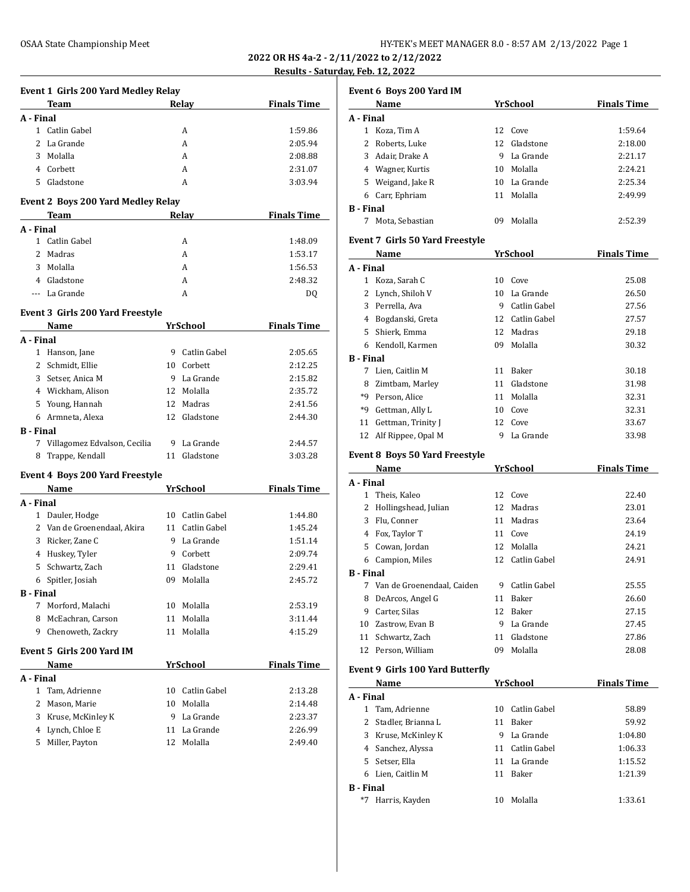**2022 OR HS 4a-2 - 2/11/2022 to 2/12/2022**

**Results - Saturday, Feb. 12, 2022**

### Event 1 Girls 200 Yard Medley Relay

| | Team | Relay | Finals Time |
|---|---|---|---|
| **A - Final** | | | |
| 1 | Catlin Gabel | A | 1:59.86 |
| 2 | La Grande | A | 2:05.94 |
| 3 | Molalla | A | 2:08.88 |
| 4 | Corbett | A | 2:31.07 |
| 5 | Gladstone | A | 3:03.94 |

### Event 2 Boys 200 Yard Medley Relay

| | Team | Relay | Finals Time |
|---|---|---|---|
| **A - Final** | | | |
| 1 | Catlin Gabel | A | 1:48.09 |
| 2 | Madras | A | 1:53.17 |
| 3 | Molalla | A | 1:56.53 |
| 4 | Gladstone | A | 2:48.32 |
| --- | La Grande | A | DQ |

### Event 3 Girls 200 Yard Freestyle

| | Name | Yr | School | Finals Time |
|---|---|---|---|---|
| **A - Final** | | | | |
| 1 | Hanson, Jane | 9 | Catlin Gabel | 2:05.65 |
| 2 | Schmidt, Ellie | 10 | Corbett | 2:12.25 |
| 3 | Setser, Anica M | 9 | La Grande | 2:15.82 |
| 4 | Wickham, Alison | 12 | Molalla | 2:35.72 |
| 5 | Young, Hannah | 12 | Madras | 2:41.56 |
| 6 | Armneta, Alexa | 12 | Gladstone | 2:44.30 |
| **B - Final** | | | | |
| 7 | Villagomez Edvalson, Cecilia | 9 | La Grande | 2:44.57 |
| 8 | Trappe, Kendall | 11 | Gladstone | 3:03.28 |

### Event 4 Boys 200 Yard Freestyle

| | Name | Yr | School | Finals Time |
|---|---|---|---|---|
| **A - Final** | | | | |
| 1 | Dauler, Hodge | 10 | Catlin Gabel | 1:44.80 |
| 2 | Van de Groenendaal, Akira | 11 | Catlin Gabel | 1:45.24 |
| 3 | Ricker, Zane C | 9 | La Grande | 1:51.14 |
| 4 | Huskey, Tyler | 9 | Corbett | 2:09.74 |
| 5 | Schwartz, Zach | 11 | Gladstone | 2:29.41 |
| 6 | Spitler, Josiah | 09 | Molalla | 2:45.72 |
| **B - Final** | | | | |
| 7 | Morford, Malachi | 10 | Molalla | 2:53.19 |
| 8 | McEachran, Carson | 11 | Molalla | 3:11.44 |
| 9 | Chenoweth, Zackry | 11 | Molalla | 4:15.29 |

### Event 5 Girls 200 Yard IM

| | Name | Yr | School | Finals Time |
|---|---|---|---|---|
| **A - Final** | | | | |
| 1 | Tam, Adrienne | 10 | Catlin Gabel | 2:13.28 |
| 2 | Mason, Marie | 10 | Molalla | 2:14.48 |
| 3 | Kruse, McKinley K | 9 | La Grande | 2:23.37 |
| 4 | Lynch, Chloe E | 11 | La Grande | 2:26.99 |
| 5 | Miller, Payton | 12 | Molalla | 2:49.40 |

### Event 6 Boys 200 Yard IM

| | Name | Yr | School | Finals Time |
|---|---|---|---|---|
| **A - Final** | | | | |
| 1 | Koza, Tim A | 12 | Cove | 1:59.64 |
| 2 | Roberts, Luke | 12 | Gladstone | 2:18.00 |
| 3 | Adair, Drake A | 9 | La Grande | 2:21.17 |
| 4 | Wagner, Kurtis | 10 | Molalla | 2:24.21 |
| 5 | Weigand, Jake R | 10 | La Grande | 2:25.34 |
| 6 | Carr, Ephriam | 11 | Molalla | 2:49.99 |
| **B - Final** | | | | |
| 7 | Mota, Sebastian | 09 | Molalla | 2:52.39 |

### Event 7 Girls 50 Yard Freestyle

| | Name | Yr | School | Finals Time |
|---|---|---|---|---|
| **A - Final** | | | | |
| 1 | Koza, Sarah C | 10 | Cove | 25.08 |
| 2 | Lynch, Shiloh V | 10 | La Grande | 26.50 |
| 3 | Perrella, Ava | 9 | Catlin Gabel | 27.56 |
| 4 | Bogdanski, Greta | 12 | Catlin Gabel | 27.57 |
| 5 | Shierk, Emma | 12 | Madras | 29.18 |
| 6 | Kendoll, Karmen | 09 | Molalla | 30.32 |
| **B - Final** | | | | |
| 7 | Lien, Caitlin M | 11 | Baker | 30.18 |
| 8 | Zimtbam, Marley | 11 | Gladstone | 31.98 |
| *9 | Person, Alice | 11 | Molalla | 32.31 |
| *9 | Gettman, Ally L | 10 | Cove | 32.31 |
| 11 | Gettman, Trinity J | 12 | Cove | 33.67 |
| 12 | Alf Rippee, Opal M | 9 | La Grande | 33.98 |

### Event 8 Boys 50 Yard Freestyle

| | Name | Yr | School | Finals Time |
|---|---|---|---|---|
| **A - Final** | | | | |
| 1 | Theis, Kaleo | 12 | Cove | 22.40 |
| 2 | Hollingshead, Julian | 12 | Madras | 23.01 |
| 3 | Flu, Conner | 11 | Madras | 23.64 |
| 4 | Fox, Taylor T | 11 | Cove | 24.19 |
| 5 | Cowan, Jordan | 12 | Molalla | 24.21 |
| 6 | Campion, Miles | 12 | Catlin Gabel | 24.91 |
| **B - Final** | | | | |
| 7 | Van de Groenendaal, Caiden | 9 | Catlin Gabel | 25.55 |
| 8 | DeArcos, Angel G | 11 | Baker | 26.60 |
| 9 | Carter, Silas | 12 | Baker | 27.15 |
| 10 | Zastrow, Evan B | 9 | La Grande | 27.45 |
| 11 | Schwartz, Zach | 11 | Gladstone | 27.86 |
| 12 | Person, William | 09 | Molalla | 28.08 |

### Event 9 Girls 100 Yard Butterfly

| | Name | Yr | School | Finals Time |
|---|---|---|---|---|
| **A - Final** | | | | |
| 1 | Tam, Adrienne | 10 | Catlin Gabel | 58.89 |
| 2 | Stadler, Brianna L | 11 | Baker | 59.92 |
| 3 | Kruse, McKinley K | 9 | La Grande | 1:04.80 |
| 4 | Sanchez, Alyssa | 11 | Catlin Gabel | 1:06.33 |
| 5 | Setser, Ella | 11 | La Grande | 1:15.52 |
| 6 | Lien, Caitlin M | 11 | Baker | 1:21.39 |
| **B - Final** | | | | |
| *7 | Harris, Kayden | 10 | Molalla | 1:33.61 |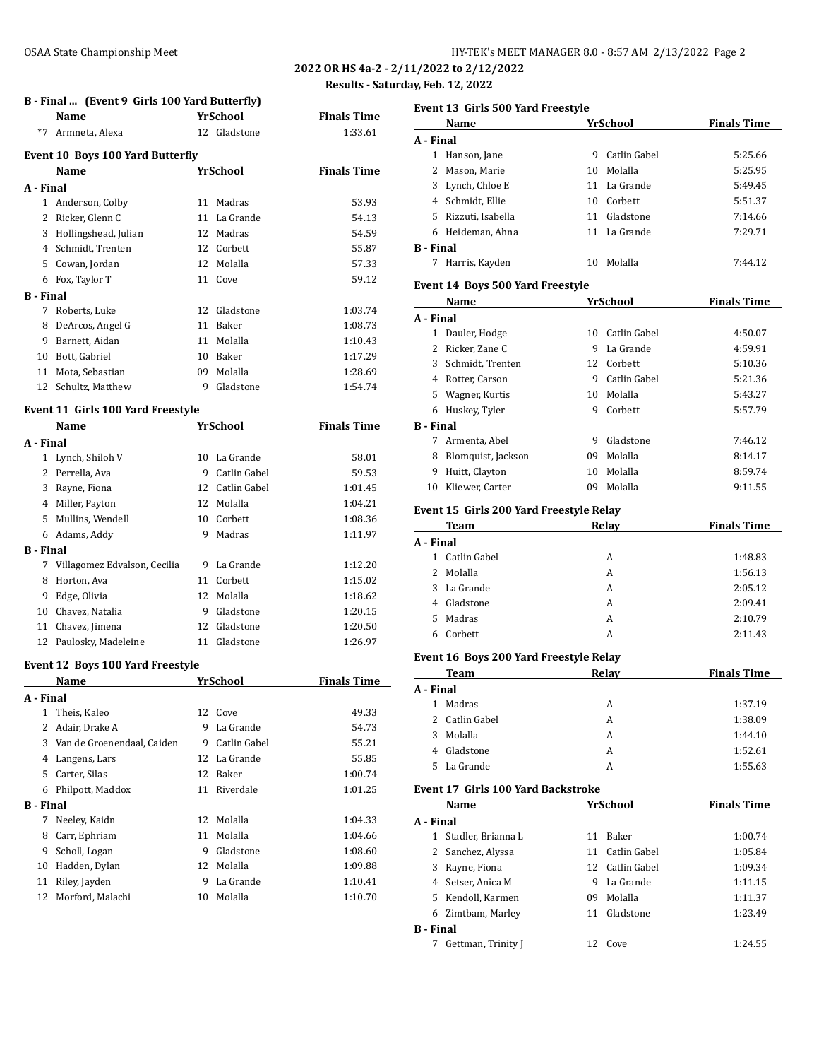### B - Final ... (Event 9 Girls 100 Yard Butterfly)

| | Name | Yr | School | Finals Time |
|---|---|---|---|---|
| *7 | Armneta, Alexa | 12 | Gladstone | 1:33.61 |

### Event 10 Boys 100 Yard Butterfly

| | Name | Yr | School | Finals Time |
|---|---|---|---|---|
| **A - Final** | | | | |
| 1 | Anderson, Colby | 11 | Madras | 53.93 |
| 2 | Ricker, Glenn C | 11 | La Grande | 54.13 |
| 3 | Hollingshead, Julian | 12 | Madras | 54.59 |
| 4 | Schmidt, Trenten | 12 | Corbett | 55.87 |
| 5 | Cowan, Jordan | 12 | Molalla | 57.33 |
| 6 | Fox, Taylor T | 11 | Cove | 59.12 |
| **B - Final** | | | | |
| 7 | Roberts, Luke | 12 | Gladstone | 1:03.74 |
| 8 | DeArcos, Angel G | 11 | Baker | 1:08.73 |
| 9 | Barnett, Aidan | 11 | Molalla | 1:10.43 |
| 10 | Bott, Gabriel | 10 | Baker | 1:17.29 |
| 11 | Mota, Sebastian | 09 | Molalla | 1:28.69 |
| 12 | Schultz, Matthew | 9 | Gladstone | 1:54.74 |

### Event 11 Girls 100 Yard Freestyle

| | Name | Yr | School | Finals Time |
|---|---|---|---|---|
| **A - Final** | | | | |
| 1 | Lynch, Shiloh V | 10 | La Grande | 58.01 |
| 2 | Perrella, Ava | 9 | Catlin Gabel | 59.53 |
| 3 | Rayne, Fiona | 12 | Catlin Gabel | 1:01.45 |
| 4 | Miller, Payton | 12 | Molalla | 1:04.21 |
| 5 | Mullins, Wendell | 10 | Corbett | 1:08.36 |
| 6 | Adams, Addy | 9 | Madras | 1:11.97 |
| **B - Final** | | | | |
| 7 | Villagomez Edvalson, Cecilia | 9 | La Grande | 1:12.20 |
| 8 | Horton, Ava | 11 | Corbett | 1:15.02 |
| 9 | Edge, Olivia | 12 | Molalla | 1:18.62 |
| 10 | Chavez, Natalia | 9 | Gladstone | 1:20.15 |
| 11 | Chavez, Jimena | 12 | Gladstone | 1:20.50 |
| 12 | Paulosky, Madeleine | 11 | Gladstone | 1:26.97 |

### Event 12 Boys 100 Yard Freestyle

| | Name | Yr | School | Finals Time |
|---|---|---|---|---|
| **A - Final** | | | | |
| 1 | Theis, Kaleo | 12 | Cove | 49.33 |
| 2 | Adair, Drake A | 9 | La Grande | 54.73 |
| 3 | Van de Groenendaal, Caiden | 9 | Catlin Gabel | 55.21 |
| 4 | Langens, Lars | 12 | La Grande | 55.85 |
| 5 | Carter, Silas | 12 | Baker | 1:00.74 |
| 6 | Philpott, Maddox | 11 | Riverdale | 1:01.25 |
| **B - Final** | | | | |
| 7 | Neeley, Kaidn | 12 | Molalla | 1:04.33 |
| 8 | Carr, Ephriam | 11 | Molalla | 1:04.66 |
| 9 | Scholl, Logan | 9 | Gladstone | 1:08.60 |
| 10 | Hadden, Dylan | 12 | Molalla | 1:09.88 |
| 11 | Riley, Jayden | 9 | La Grande | 1:10.41 |
| 12 | Morford, Malachi | 10 | Molalla | 1:10.70 |

### Event 13 Girls 500 Yard Freestyle

| | Name | Yr | School | Finals Time |
|---|---|---|---|---|
| **A - Final** | | | | |
| 1 | Hanson, Jane | 9 | Catlin Gabel | 5:25.66 |
| 2 | Mason, Marie | 10 | Molalla | 5:25.95 |
| 3 | Lynch, Chloe E | 11 | La Grande | 5:49.45 |
| 4 | Schmidt, Ellie | 10 | Corbett | 5:51.37 |
| 5 | Rizzuti, Isabella | 11 | Gladstone | 7:14.66 |
| 6 | Heideman, Ahna | 11 | La Grande | 7:29.71 |
| **B - Final** | | | | |
| 7 | Harris, Kayden | 10 | Molalla | 7:44.12 |

### Event 14 Boys 500 Yard Freestyle

| | Name | Yr | School | Finals Time |
|---|---|---|---|---|
| **A - Final** | | | | |
| 1 | Dauler, Hodge | 10 | Catlin Gabel | 4:50.07 |
| 2 | Ricker, Zane C | 9 | La Grande | 4:59.91 |
| 3 | Schmidt, Trenten | 12 | Corbett | 5:10.36 |
| 4 | Rotter, Carson | 9 | Catlin Gabel | 5:21.36 |
| 5 | Wagner, Kurtis | 10 | Molalla | 5:43.27 |
| 6 | Huskey, Tyler | 9 | Corbett | 5:57.79 |
| **B - Final** | | | | |
| 7 | Armenta, Abel | 9 | Gladstone | 7:46.12 |
| 8 | Blomquist, Jackson | 09 | Molalla | 8:14.17 |
| 9 | Huitt, Clayton | 10 | Molalla | 8:59.74 |
| 10 | Kliewer, Carter | 09 | Molalla | 9:11.55 |

### Event 15 Girls 200 Yard Freestyle Relay

| | Team | Relay | Finals Time |
|---|---|---|---|
| **A - Final** | | | |
| 1 | Catlin Gabel | A | 1:48.83 |
| 2 | Molalla | A | 1:56.13 |
| 3 | La Grande | A | 2:05.12 |
| 4 | Gladstone | A | 2:09.41 |
| 5 | Madras | A | 2:10.79 |
| 6 | Corbett | A | 2:11.43 |

### Event 16 Boys 200 Yard Freestyle Relay

| | Team | Relay | Finals Time |
|---|---|---|---|
| **A - Final** | | | |
| 1 | Madras | A | 1:37.19 |
| 2 | Catlin Gabel | A | 1:38.09 |
| 3 | Molalla | A | 1:44.10 |
| 4 | Gladstone | A | 1:52.61 |
| 5 | La Grande | A | 1:55.63 |

### Event 17 Girls 100 Yard Backstroke

| | Name | Yr | School | Finals Time |
|---|---|---|---|---|
| **A - Final** | | | | |
| 1 | Stadler, Brianna L | 11 | Baker | 1:00.74 |
| 2 | Sanchez, Alyssa | 11 | Catlin Gabel | 1:05.84 |
| 3 | Rayne, Fiona | 12 | Catlin Gabel | 1:09.34 |
| 4 | Setser, Anica M | 9 | La Grande | 1:11.15 |
| 5 | Kendoll, Karmen | 09 | Molalla | 1:11.37 |
| 6 | Zimtbam, Marley | 11 | Gladstone | 1:23.49 |
| **B - Final** | | | | |
| 7 | Gettman, Trinity J | 12 | Cove | 1:24.55 |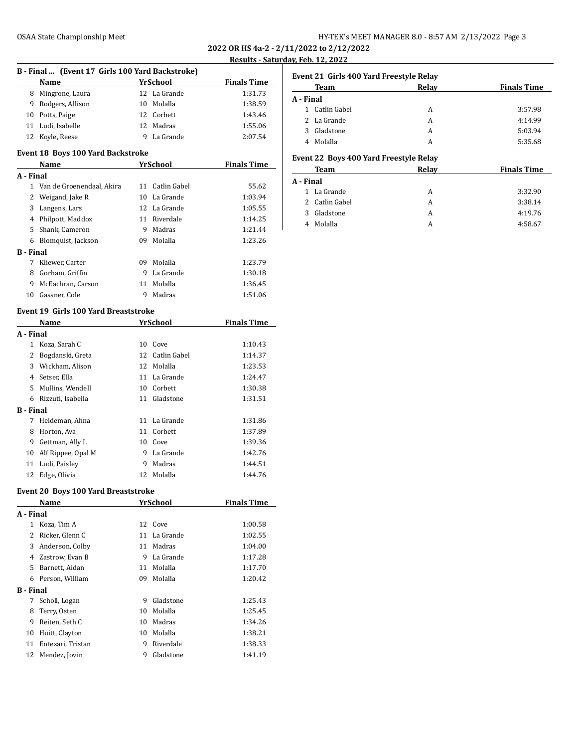2022 OR HS 4a-2 - 2/11/2022 to 2/12/2022

Results - Saturday, Feb. 12, 2022

### B - Final ... (Event 17 Girls 100 Yard Backstroke)

| | Name | Yr | School | Finals Time |
|---|---|---|---|---|
| 8 | Mingrone, Laura | 12 | La Grande | 1:31.73 |
| 9 | Rodgers, Allison | 10 | Molalla | 1:38.59 |
| 10 | Potts, Paige | 12 | Corbett | 1:43.46 |
| 11 | Ludi, Isabelle | 12 | Madras | 1:55.06 |
| 12 | Koyle, Reese | 9 | La Grande | 2:07.54 |

### Event 18 Boys 100 Yard Backstroke

| | Name | Yr | School | Finals Time |
|---|---|---|---|---|
| **A - Final** | | | | |
| 1 | Van de Groenendaal, Akira | 11 | Catlin Gabel | 55.62 |
| 2 | Weigand, Jake R | 10 | La Grande | 1:03.94 |
| 3 | Langens, Lars | 12 | La Grande | 1:05.55 |
| 4 | Philpott, Maddox | 11 | Riverdale | 1:14.25 |
| 5 | Shank, Cameron | 9 | Madras | 1:21.44 |
| 6 | Blomquist, Jackson | 09 | Molalla | 1:23.26 |
| **B - Final** | | | | |
| 7 | Kliewer, Carter | 09 | Molalla | 1:23.79 |
| 8 | Gorham, Griffin | 9 | La Grande | 1:30.18 |
| 9 | McEachran, Carson | 11 | Molalla | 1:36.45 |
| 10 | Gassner, Cole | 9 | Madras | 1:51.06 |

### Event 19 Girls 100 Yard Breaststroke

| | Name | Yr | School | Finals Time |
|---|---|---|---|---|
| **A - Final** | | | | |
| 1 | Koza, Sarah C | 10 | Cove | 1:10.43 |
| 2 | Bogdanski, Greta | 12 | Catlin Gabel | 1:14.37 |
| 3 | Wickham, Alison | 12 | Molalla | 1:23.53 |
| 4 | Setser, Ella | 11 | La Grande | 1:24.47 |
| 5 | Mullins, Wendell | 10 | Corbett | 1:30.38 |
| 6 | Rizzuti, Isabella | 11 | Gladstone | 1:31.51 |
| **B - Final** | | | | |
| 7 | Heideman, Ahna | 11 | La Grande | 1:31.86 |
| 8 | Horton, Ava | 11 | Corbett | 1:37.89 |
| 9 | Gettman, Ally L | 10 | Cove | 1:39.36 |
| 10 | Alf Rippee, Opal M | 9 | La Grande | 1:42.76 |
| 11 | Ludi, Paisley | 9 | Madras | 1:44.51 |
| 12 | Edge, Olivia | 12 | Molalla | 1:44.76 |

### Event 20 Boys 100 Yard Breaststroke

| | Name | Yr | School | Finals Time |
|---|---|---|---|---|
| **A - Final** | | | | |
| 1 | Koza, Tim A | 12 | Cove | 1:00.58 |
| 2 | Ricker, Glenn C | 11 | La Grande | 1:02.55 |
| 3 | Anderson, Colby | 11 | Madras | 1:04.00 |
| 4 | Zastrow, Evan B | 9 | La Grande | 1:17.28 |
| 5 | Barnett, Aidan | 11 | Molalla | 1:17.70 |
| 6 | Person, William | 09 | Molalla | 1:20.42 |
| **B - Final** | | | | |
| 7 | Scholl, Logan | 9 | Gladstone | 1:25.43 |
| 8 | Terry, Osten | 10 | Molalla | 1:25.45 |
| 9 | Reiten, Seth C | 10 | Madras | 1:34.26 |
| 10 | Huitt, Clayton | 10 | Molalla | 1:38.21 |
| 11 | Entezari, Tristan | 9 | Riverdale | 1:38.33 |
| 12 | Mendez, Jovin | 9 | Gladstone | 1:41.19 |

### Event 21 Girls 400 Yard Freestyle Relay

| | Team | Relay | Finals Time |
|---|---|---|---|
| **A - Final** | | | |
| 1 | Catlin Gabel | A | 3:57.98 |
| 2 | La Grande | A | 4:14.99 |
| 3 | Gladstone | A | 5:03.94 |
| 4 | Molalla | A | 5:35.68 |

### Event 22 Boys 400 Yard Freestyle Relay

| | Team | Relay | Finals Time |
|---|---|---|---|
| **A - Final** | | | |
| 1 | La Grande | A | 3:32.90 |
| 2 | Catlin Gabel | A | 3:38.14 |
| 3 | Gladstone | A | 4:19.76 |
| 4 | Molalla | A | 4:58.67 |